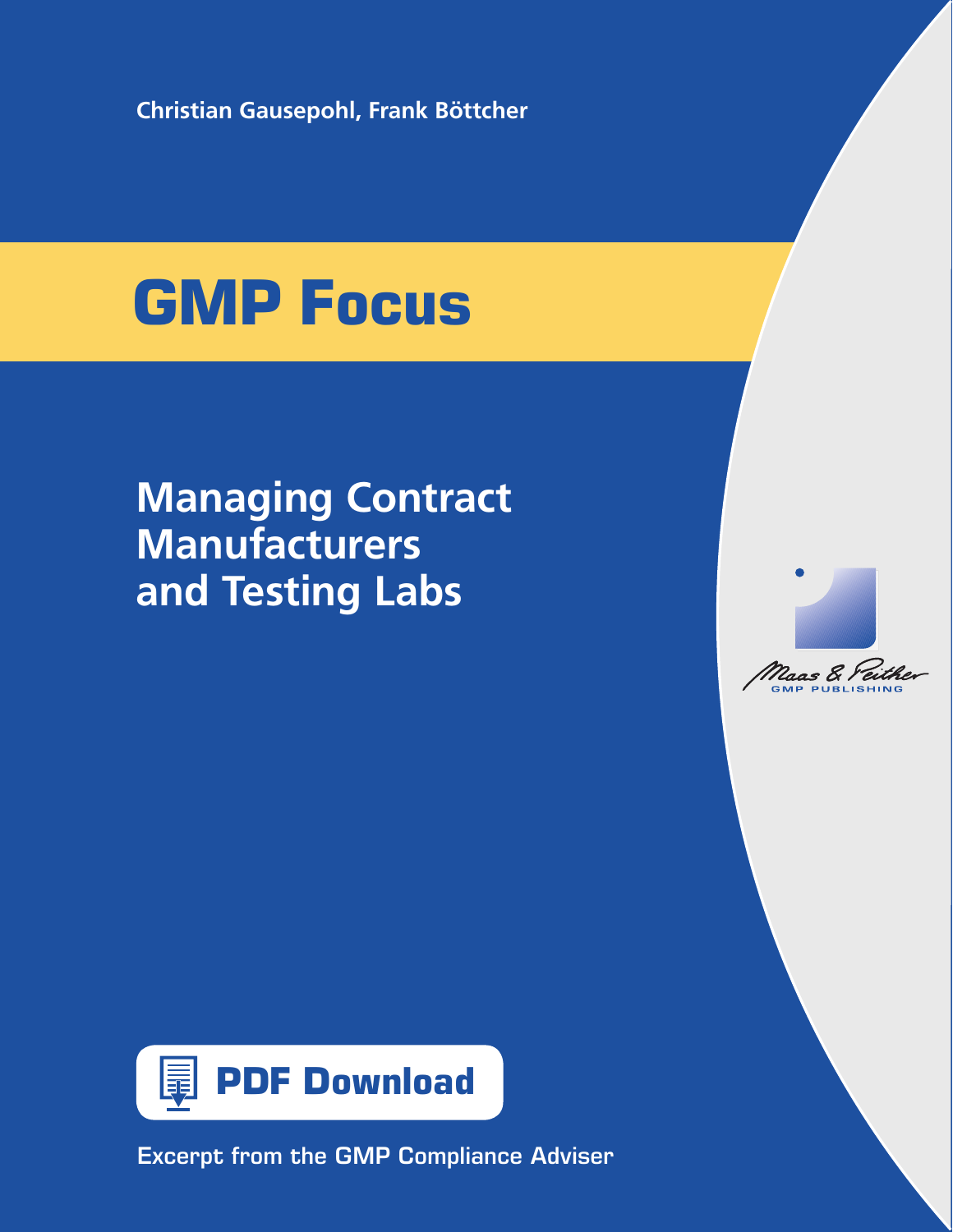Christian Gausepohl, Frank Böttcher

# GMP Focus

## Managing Contract Manufacturers and Testing Labs

Maas & Peither
GMP PUBLISHING

PDF Download

Excerpt from the GMP Compliance Adviser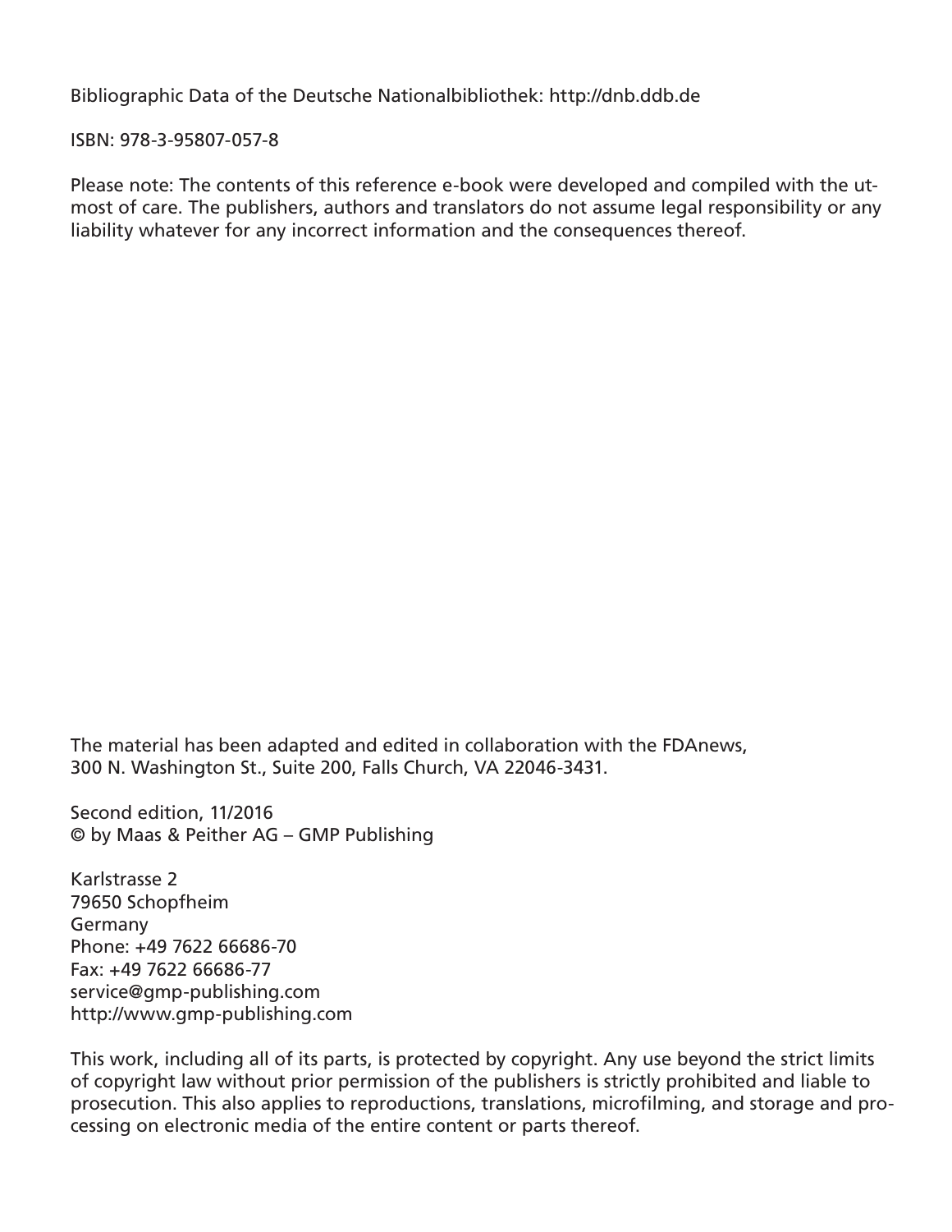Bibliographic Data of the Deutsche Nationalbibliothek: http://dnb.ddb.de

ISBN: 978-3-95807-057-8

Please note: The contents of this reference e-book were developed and compiled with the utmost of care. The publishers, authors and translators do not assume legal responsibility or any liability whatever for any incorrect information and the consequences thereof.

The material has been adapted and edited in collaboration with the FDAnews, 300 N. Washington St., Suite 200, Falls Church, VA 22046-3431.

Second edition, 11/2016
© by Maas & Peither AG – GMP Publishing

Karlstrasse 2
79650 Schopfheim
Germany
Phone: +49 7622 66686-70
Fax: +49 7622 66686-77
service@gmp-publishing.com
http://www.gmp-publishing.com

This work, including all of its parts, is protected by copyright. Any use beyond the strict limits of copyright law without prior permission of the publishers is strictly prohibited and liable to prosecution. This also applies to reproductions, translations, microfilming, and storage and processing on electronic media of the entire content or parts thereof.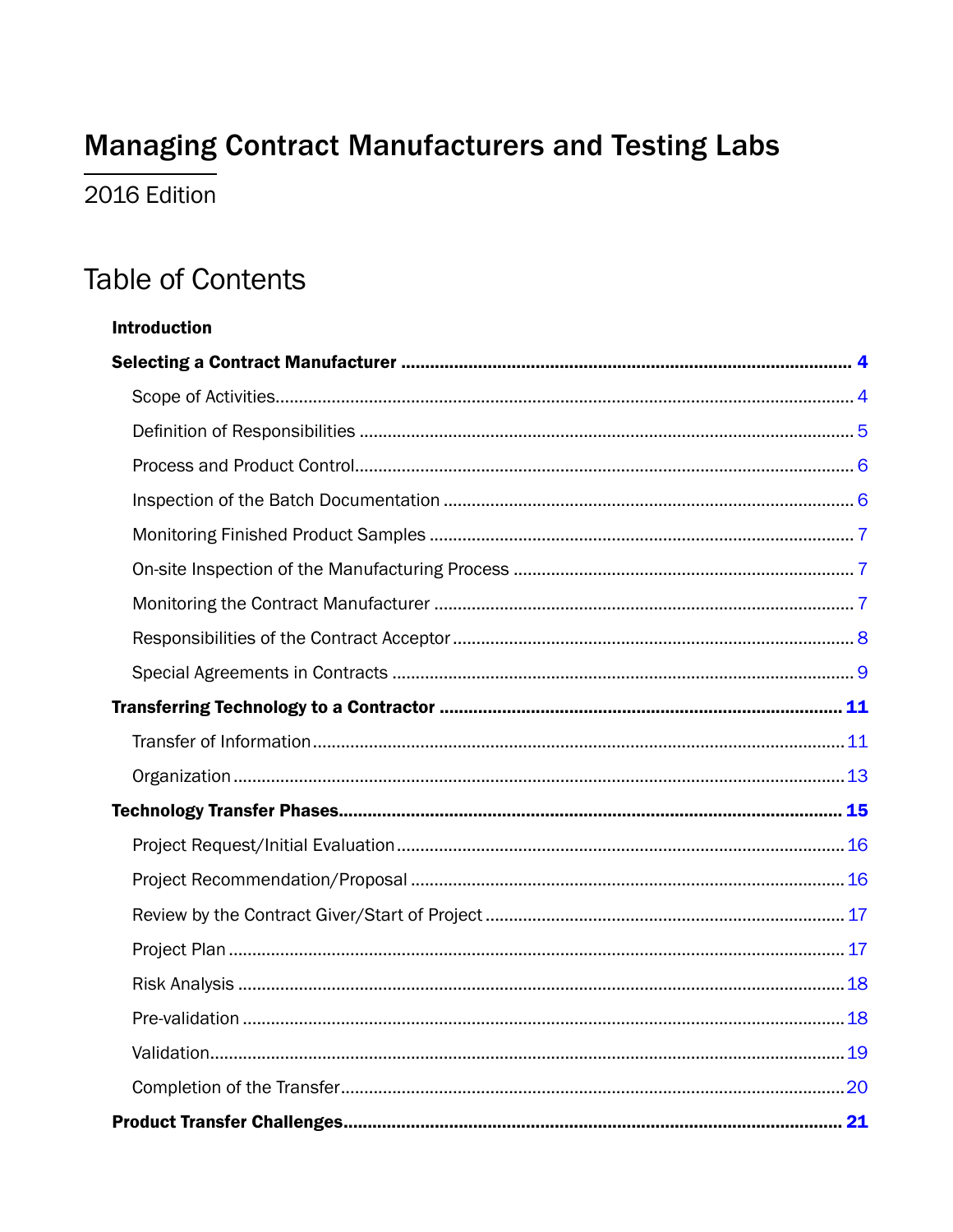# Managing Contract Manufacturers and Testing Labs

2016 Edition

## Table of Contents

**Introduction**

**Selecting a Contract Manufacturer ... 4**

- Scope of Activities ... 4
- Definition of Responsibilities ... 5
- Process and Product Control ... 6
- Inspection of the Batch Documentation ... 6
- Monitoring Finished Product Samples ... 7
- On-site Inspection of the Manufacturing Process ... 7
- Monitoring the Contract Manufacturer ... 7
- Responsibilities of the Contract Acceptor ... 8
- Special Agreements in Contracts ... 9

**Transferring Technology to a Contractor ... 11**

- Transfer of Information ... 11
- Organization ... 13

**Technology Transfer Phases ... 15**

- Project Request/Initial Evaluation ... 16
- Project Recommendation/Proposal ... 16
- Review by the Contract Giver/Start of Project ... 17
- Project Plan ... 17
- Risk Analysis ... 18
- Pre-validation ... 18
- Validation ... 19
- Completion of the Transfer ... 20

**Product Transfer Challenges ... 21**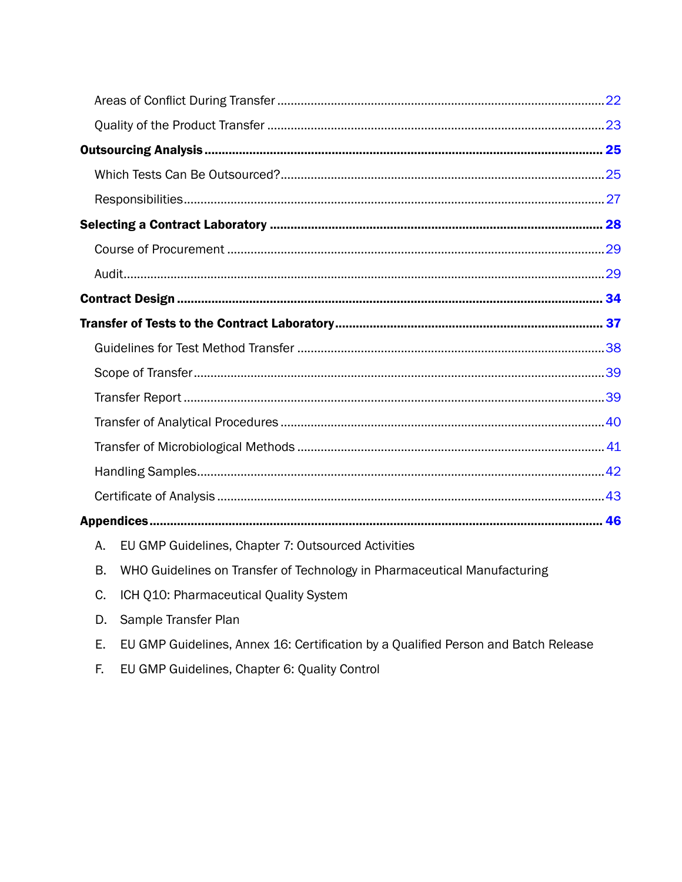- Areas of Conflict During Transfer .......... 22
- Quality of the Product Transfer .......... 23

**Outsourcing Analysis .......... 25**

- Which Tests Can Be Outsourced? .......... 25
- Responsibilities .......... 27

**Selecting a Contract Laboratory .......... 28**

- Course of Procurement .......... 29
- Audit .......... 29

**Contract Design .......... 34**

**Transfer of Tests to the Contract Laboratory .......... 37**

- Guidelines for Test Method Transfer .......... 38
- Scope of Transfer .......... 39
- Transfer Report .......... 39
- Transfer of Analytical Procedures .......... 40
- Transfer of Microbiological Methods .......... 41
- Handling Samples .......... 42
- Certificate of Analysis .......... 43

**Appendices .......... 46**

A. EU GMP Guidelines, Chapter 7: Outsourced Activities

B. WHO Guidelines on Transfer of Technology in Pharmaceutical Manufacturing

C. ICH Q10: Pharmaceutical Quality System

D. Sample Transfer Plan

E. EU GMP Guidelines, Annex 16: Certification by a Qualified Person and Batch Release

F. EU GMP Guidelines, Chapter 6: Quality Control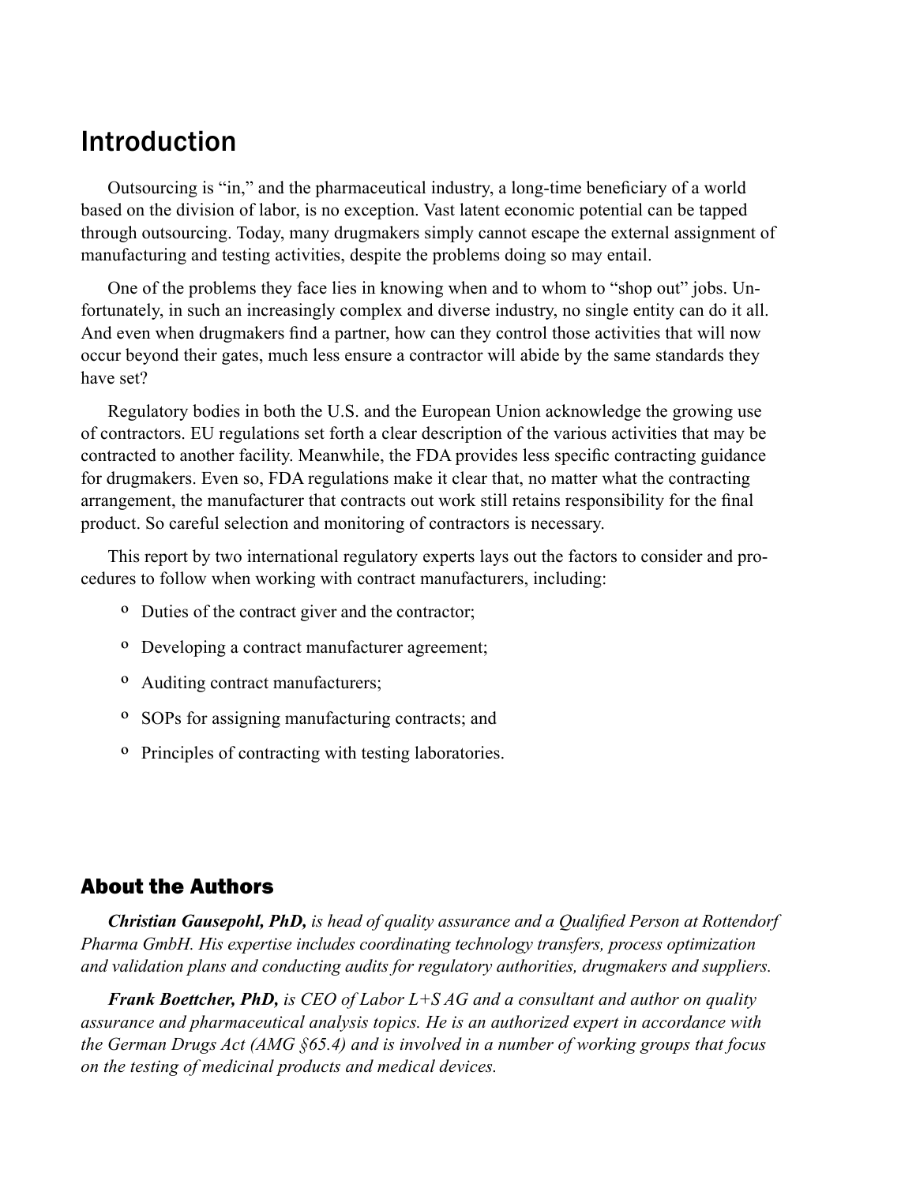# Introduction

Outsourcing is "in," and the pharmaceutical industry, a long-time beneficiary of a world based on the division of labor, is no exception. Vast latent economic potential can be tapped through outsourcing. Today, many drugmakers simply cannot escape the external assignment of manufacturing and testing activities, despite the problems doing so may entail.

One of the problems they face lies in knowing when and to whom to "shop out" jobs. Unfortunately, in such an increasingly complex and diverse industry, no single entity can do it all. And even when drugmakers find a partner, how can they control those activities that will now occur beyond their gates, much less ensure a contractor will abide by the same standards they have set?

Regulatory bodies in both the U.S. and the European Union acknowledge the growing use of contractors. EU regulations set forth a clear description of the various activities that may be contracted to another facility. Meanwhile, the FDA provides less specific contracting guidance for drugmakers. Even so, FDA regulations make it clear that, no matter what the contracting arrangement, the manufacturer that contracts out work still retains responsibility for the final product. So careful selection and monitoring of contractors is necessary.

This report by two international regulatory experts lays out the factors to consider and procedures to follow when working with contract manufacturers, including:

- Duties of the contract giver and the contractor;
- Developing a contract manufacturer agreement;
- Auditing contract manufacturers;
- SOPs for assigning manufacturing contracts; and
- Principles of contracting with testing laboratories.

## About the Authors

***Christian Gausepohl, PhD,*** *is head of quality assurance and a Qualified Person at Rottendorf Pharma GmbH. His expertise includes coordinating technology transfers, process optimization and validation plans and conducting audits for regulatory authorities, drugmakers and suppliers.*

***Frank Boettcher, PhD,*** *is CEO of Labor L+S AG and a consultant and author on quality assurance and pharmaceutical analysis topics. He is an authorized expert in accordance with the German Drugs Act (AMG §65.4) and is involved in a number of working groups that focus on the testing of medicinal products and medical devices.*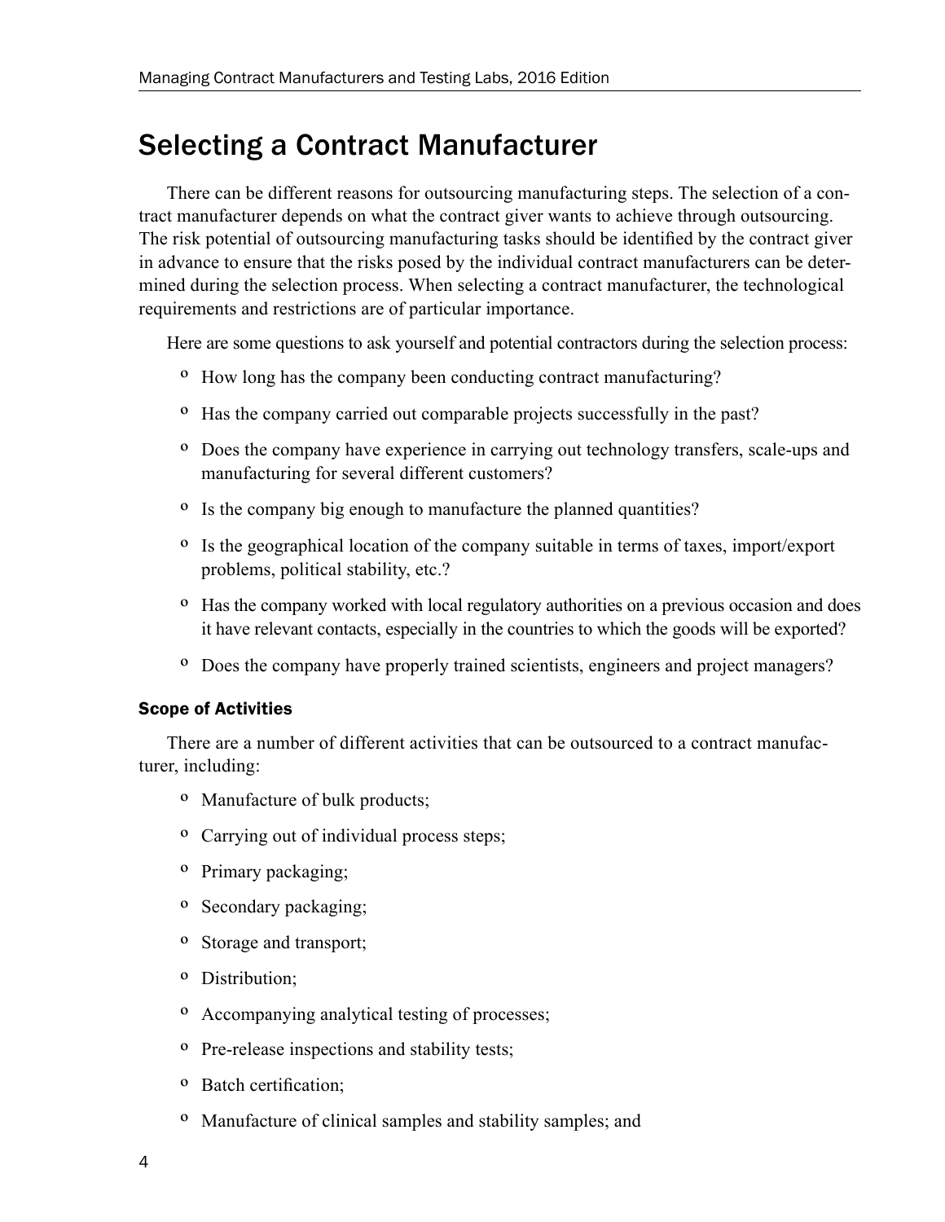# Selecting a Contract Manufacturer

There can be different reasons for outsourcing manufacturing steps. The selection of a contract manufacturer depends on what the contract giver wants to achieve through outsourcing. The risk potential of outsourcing manufacturing tasks should be identified by the contract giver in advance to ensure that the risks posed by the individual contract manufacturers can be determined during the selection process. When selecting a contract manufacturer, the technological requirements and restrictions are of particular importance.

Here are some questions to ask yourself and potential contractors during the selection process:

- How long has the company been conducting contract manufacturing?
- Has the company carried out comparable projects successfully in the past?
- Does the company have experience in carrying out technology transfers, scale-ups and manufacturing for several different customers?
- Is the company big enough to manufacture the planned quantities?
- Is the geographical location of the company suitable in terms of taxes, import/export problems, political stability, etc.?
- Has the company worked with local regulatory authorities on a previous occasion and does it have relevant contacts, especially in the countries to which the goods will be exported?
- Does the company have properly trained scientists, engineers and project managers?

### Scope of Activities

There are a number of different activities that can be outsourced to a contract manufacturer, including:

- Manufacture of bulk products;
- Carrying out of individual process steps;
- Primary packaging;
- Secondary packaging;
- Storage and transport;
- Distribution;
- Accompanying analytical testing of processes;
- Pre-release inspections and stability tests;
- Batch certification;
- Manufacture of clinical samples and stability samples; and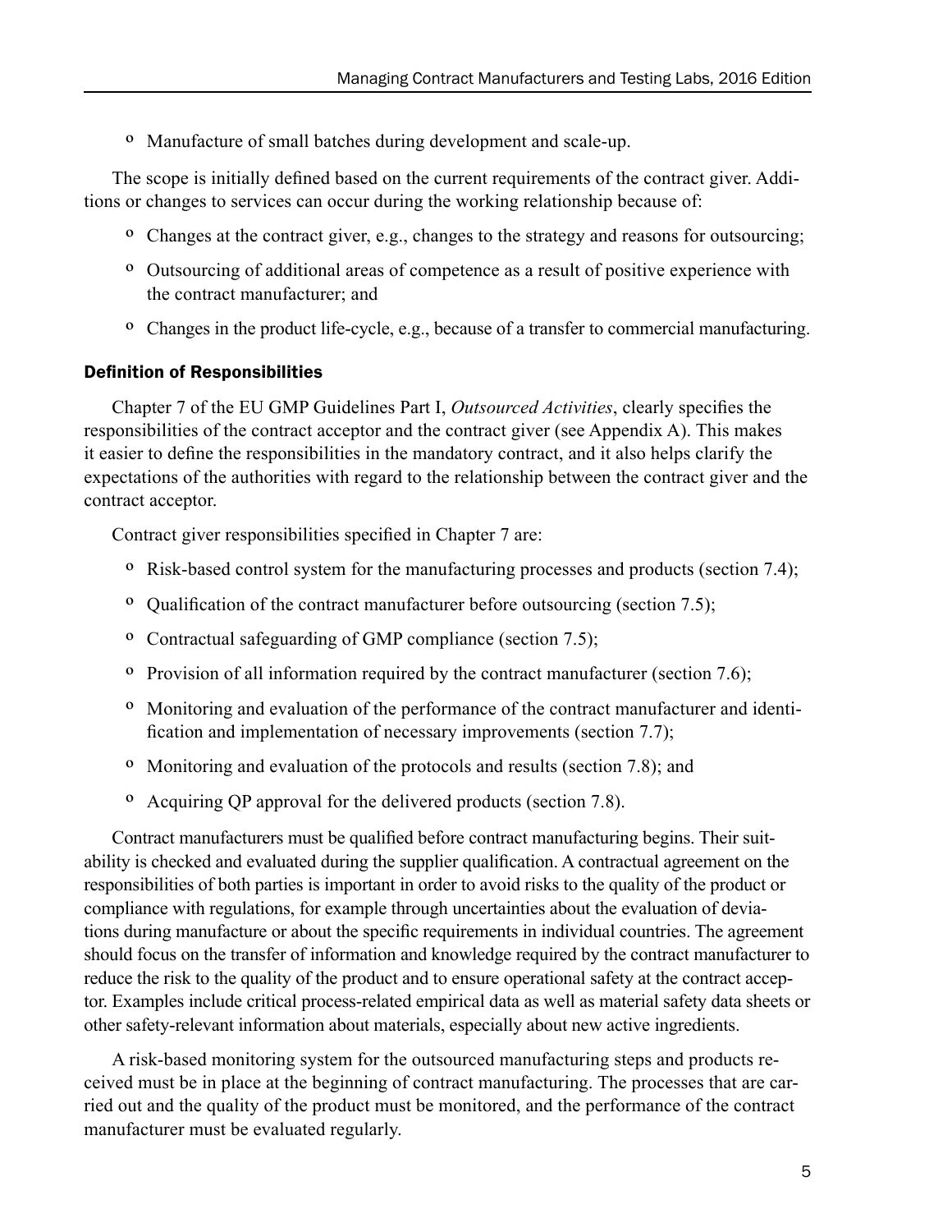- Manufacture of small batches during development and scale-up.

The scope is initially defined based on the current requirements of the contract giver. Additions or changes to services can occur during the working relationship because of:

- Changes at the contract giver, e.g., changes to the strategy and reasons for outsourcing;
- Outsourcing of additional areas of competence as a result of positive experience with the contract manufacturer; and
- Changes in the product life-cycle, e.g., because of a transfer to commercial manufacturing.

### Definition of Responsibilities

Chapter 7 of the EU GMP Guidelines Part I, *Outsourced Activities*, clearly specifies the responsibilities of the contract acceptor and the contract giver (see Appendix A). This makes it easier to define the responsibilities in the mandatory contract, and it also helps clarify the expectations of the authorities with regard to the relationship between the contract giver and the contract acceptor.

Contract giver responsibilities specified in Chapter 7 are:

- Risk-based control system for the manufacturing processes and products (section 7.4);
- Qualification of the contract manufacturer before outsourcing (section 7.5);
- Contractual safeguarding of GMP compliance (section 7.5);
- Provision of all information required by the contract manufacturer (section 7.6);
- Monitoring and evaluation of the performance of the contract manufacturer and identification and implementation of necessary improvements (section 7.7);
- Monitoring and evaluation of the protocols and results (section 7.8); and
- Acquiring QP approval for the delivered products (section 7.8).

Contract manufacturers must be qualified before contract manufacturing begins. Their suitability is checked and evaluated during the supplier qualification. A contractual agreement on the responsibilities of both parties is important in order to avoid risks to the quality of the product or compliance with regulations, for example through uncertainties about the evaluation of deviations during manufacture or about the specific requirements in individual countries. The agreement should focus on the transfer of information and knowledge required by the contract manufacturer to reduce the risk to the quality of the product and to ensure operational safety at the contract acceptor. Examples include critical process-related empirical data as well as material safety data sheets or other safety-relevant information about materials, especially about new active ingredients.

A risk-based monitoring system for the outsourced manufacturing steps and products received must be in place at the beginning of contract manufacturing. The processes that are carried out and the quality of the product must be monitored, and the performance of the contract manufacturer must be evaluated regularly.